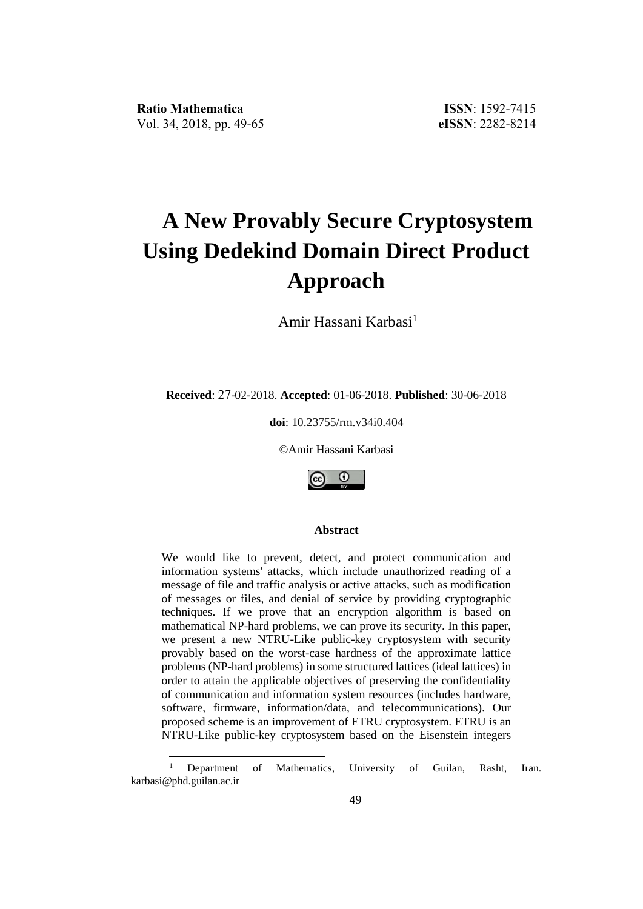**Ratio Mathematica**
Vol. 34, 2018, pp. 49-65

**ISSN**: 1592-7415
**eISSN**: 2282-8214

# A New Provably Secure Cryptosystem Using Dedekind Domain Direct Product Approach

Amir Hassani Karbasi[1]

**Received**: 27-02-2018. **Accepted**: 01-06-2018. **Published**: 30-06-2018

**doi**: 10.23755/rm.v34i0.404

©Amir Hassani Karbasi

### Abstract

We would like to prevent, detect, and protect communication and information systems' attacks, which include unauthorized reading of a message of file and traffic analysis or active attacks, such as modification of messages or files, and denial of service by providing cryptographic techniques. If we prove that an encryption algorithm is based on mathematical NP-hard problems, we can prove its security. In this paper, we present a new NTRU-Like public-key cryptosystem with security provably based on the worst-case hardness of the approximate lattice problems (NP-hard problems) in some structured lattices (ideal lattices) in order to attain the applicable objectives of preserving the confidentiality of communication and information system resources (includes hardware, software, firmware, information/data, and telecommunications). Our proposed scheme is an improvement of ETRU cryptosystem. ETRU is an NTRU-Like public-key cryptosystem based on the Eisenstein integers

---

[1] Department of Mathematics, University of Guilan, Rasht, Iran. karbasi@phd.guilan.ac.ir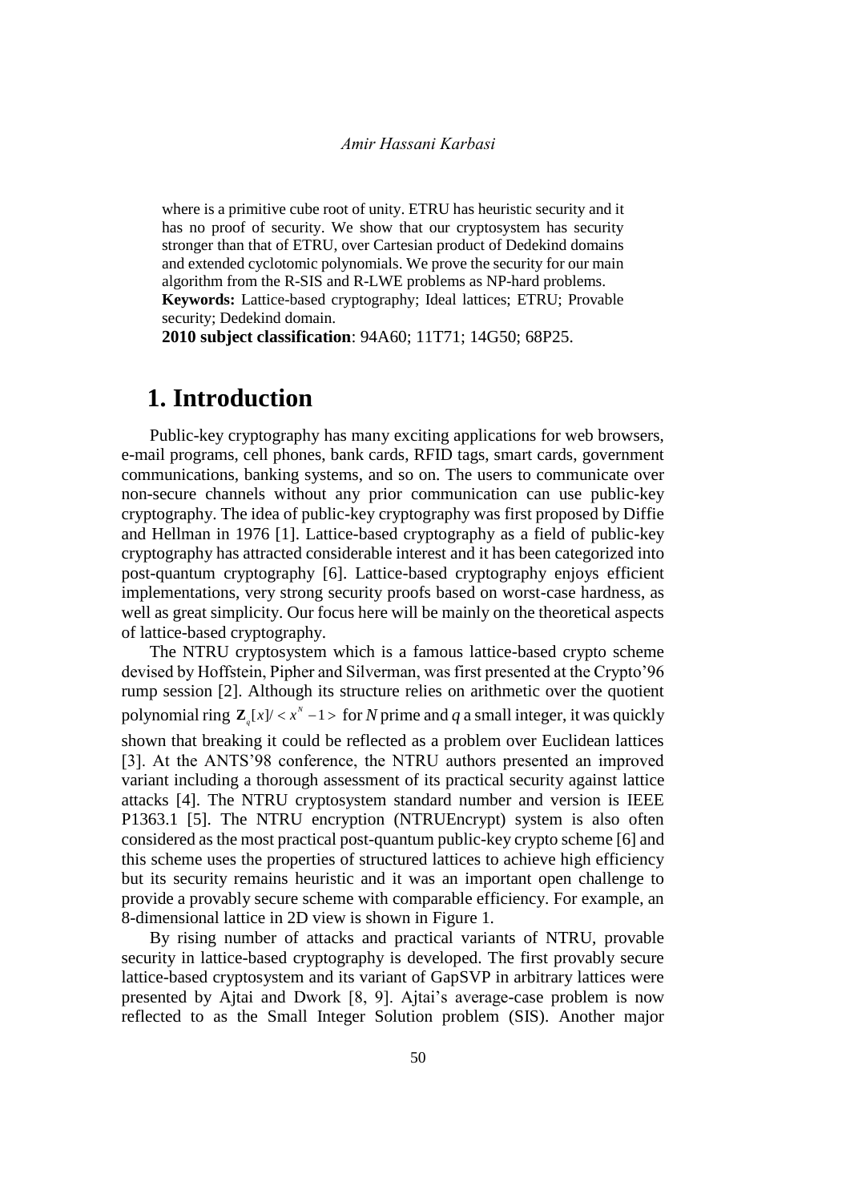where is a primitive cube root of unity. ETRU has heuristic security and it has no proof of security. We show that our cryptosystem has security stronger than that of ETRU, over Cartesian product of Dedekind domains and extended cyclotomic polynomials. We prove the security for our main algorithm from the R-SIS and R-LWE problems as NP-hard problems.

**Keywords:** Lattice-based cryptography; Ideal lattices; ETRU; Provable security; Dedekind domain.

**2010 subject classification**: 94A60; 11T71; 14G50; 68P25.

# 1. Introduction

Public-key cryptography has many exciting applications for web browsers, e-mail programs, cell phones, bank cards, RFID tags, smart cards, government communications, banking systems, and so on. The users to communicate over non-secure channels without any prior communication can use public-key cryptography. The idea of public-key cryptography was first proposed by Diffie and Hellman in 1976 [1]. Lattice-based cryptography as a field of public-key cryptography has attracted considerable interest and it has been categorized into post-quantum cryptography [6]. Lattice-based cryptography enjoys efficient implementations, very strong security proofs based on worst-case hardness, as well as great simplicity. Our focus here will be mainly on the theoretical aspects of lattice-based cryptography.

The NTRU cryptosystem which is a famous lattice-based crypto scheme devised by Hoffstein, Pipher and Silverman, was first presented at the Crypto'96 rump session [2]. Although its structure relies on arithmetic over the quotient polynomial ring $\mathbf{Z}_q[x]/<x^N-1>$ for $N$ prime and $q$ a small integer, it was quickly shown that breaking it could be reflected as a problem over Euclidean lattices [3]. At the ANTS'98 conference, the NTRU authors presented an improved variant including a thorough assessment of its practical security against lattice attacks [4]. The NTRU cryptosystem standard number and version is IEEE P1363.1 [5]. The NTRU encryption (NTRUEncrypt) system is also often considered as the most practical post-quantum public-key crypto scheme [6] and this scheme uses the properties of structured lattices to achieve high efficiency but its security remains heuristic and it was an important open challenge to provide a provably secure scheme with comparable efficiency. For example, an 8-dimensional lattice in 2D view is shown in Figure 1.

By rising number of attacks and practical variants of NTRU, provable security in lattice-based cryptography is developed. The first provably secure lattice-based cryptosystem and its variant of GapSVP in arbitrary lattices were presented by Ajtai and Dwork [8, 9]. Ajtai's average-case problem is now reflected to as the Small Integer Solution problem (SIS). Another major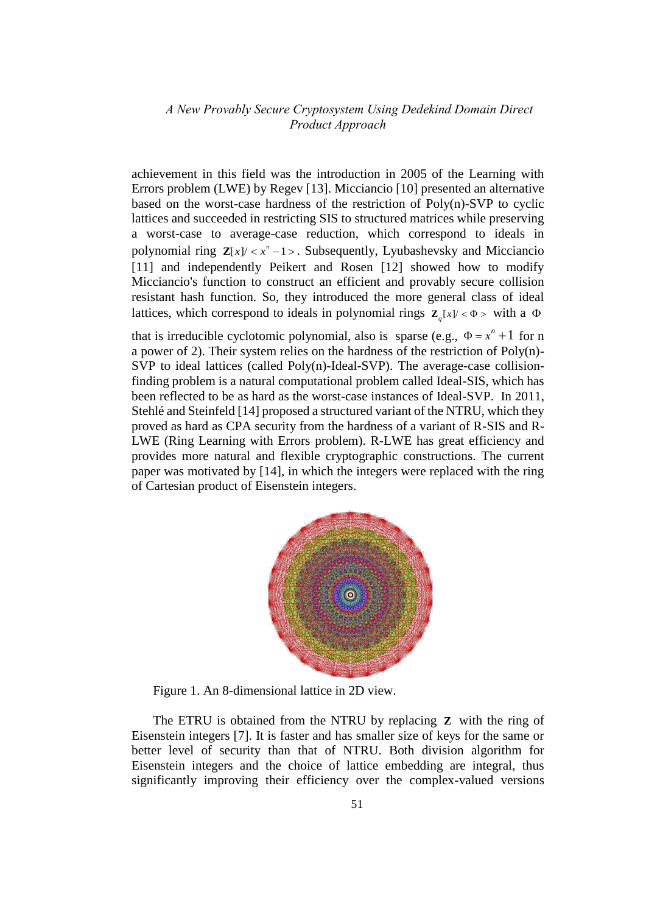achievement in this field was the introduction in 2005 of the Learning with Errors problem (LWE) by Regev [13]. Micciancio [10] presented an alternative based on the worst-case hardness of the restriction of Poly(n)-SVP to cyclic lattices and succeeded in restricting SIS to structured matrices while preserving a worst-case to average-case reduction, which correspond to ideals in polynomial ring $\mathbf{Z}[x]/<x^n-1>$. Subsequently, Lyubashevsky and Micciancio [11] and independently Peikert and Rosen [12] showed how to modify Micciancio's function to construct an efficient and provably secure collision resistant hash function. So, they introduced the more general class of ideal lattices, which correspond to ideals in polynomial rings $\mathbf{Z}_q[x]/<\Phi>$ with a $\Phi$ that is irreducible cyclotomic polynomial, also is sparse (e.g., $\Phi = x^n + 1$ for n a power of 2). Their system relies on the hardness of the restriction of Poly(n)-SVP to ideal lattices (called Poly(n)-Ideal-SVP). The average-case collision-finding problem is a natural computational problem called Ideal-SIS, which has been reflected to be as hard as the worst-case instances of Ideal-SVP. In 2011, Stehlé and Steinfeld [14] proposed a structured variant of the NTRU, which they proved as hard as CPA security from the hardness of a variant of R-SIS and R-LWE (Ring Learning with Errors problem). R-LWE has great efficiency and provides more natural and flexible cryptographic constructions. The current paper was motivated by [14], in which the integers were replaced with the ring of Cartesian product of Eisenstein integers.

Figure 1. An 8-dimensional lattice in 2D view.

The ETRU is obtained from the NTRU by replacing $\mathbf{Z}$ with the ring of Eisenstein integers [7]. It is faster and has smaller size of keys for the same or better level of security than that of NTRU. Both division algorithm for Eisenstein integers and the choice of lattice embedding are integral, thus significantly improving their efficiency over the complex-valued versions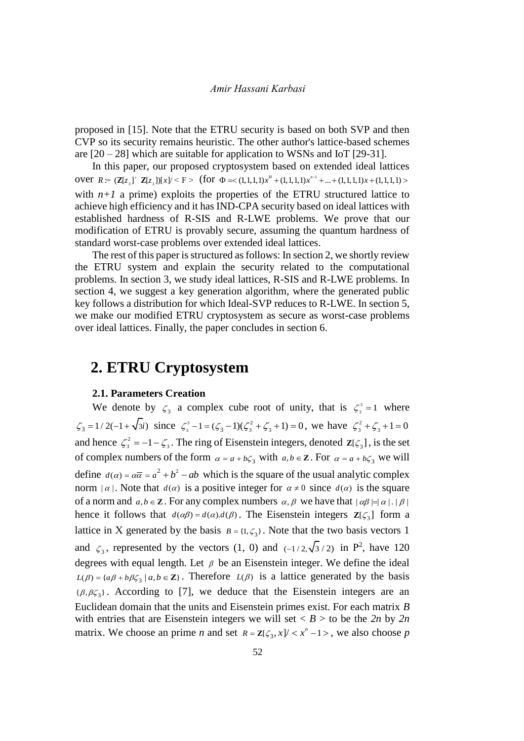proposed in [15]. Note that the ETRU security is based on both SVP and then CVP so its security remains heuristic. The other author's lattice-based schemes are [20 – 28] which are suitable for application to WSNs and IoT [29-31].

In this paper, our proposed cryptosystem based on extended ideal lattices over $R := (\mathbf{Z}[z_3] \times \mathbf{Z}[z_3])[x]/ < F >$ (for $\Phi =< (1,1,1,1)x^n + (1,1,1,1)x^{n-1} + ... + (1,1,1,1)x + (1,1,1,1) >$ with $n+1$ a prime) exploits the properties of the ETRU structured lattice to achieve high efficiency and it has IND-CPA security based on ideal lattices with established hardness of R-SIS and R-LWE problems. We prove that our modification of ETRU is provably secure, assuming the quantum hardness of standard worst-case problems over extended ideal lattices.

The rest of this paper is structured as follows: In section 2, we shortly review the ETRU system and explain the security related to the computational problems. In section 3, we study ideal lattices, R-SIS and R-LWE problems. In section 4, we suggest a key generation algorithm, where the generated public key follows a distribution for which Ideal-SVP reduces to R-LWE. In section 5, we make our modified ETRU cryptosystem as secure as worst-case problems over ideal lattices. Finally, the paper concludes in section 6.

# 2. ETRU Cryptosystem

### 2.1. Parameters Creation

We denote by $\zeta_3$ a complex cube root of unity, that is $\zeta_3^3 = 1$ where $\zeta_3 = 1/2(-1+\sqrt{3}i)$ since $\zeta_3^3 - 1 = (\zeta_3 - 1)(\zeta_3^2 + \zeta_3 + 1) = 0$, we have $\zeta_3^2 + \zeta_3 + 1 = 0$ and hence $\zeta_3^2 = -1 - \zeta_3$. The ring of Eisenstein integers, denoted $\mathbf{Z}[\zeta_3]$, is the set of complex numbers of the form $\alpha = a + b\zeta_3$ with $a, b \in \mathbf{Z}$. For $\alpha = a + b\zeta_3$ we will define $d(\alpha) = \alpha\overline{\alpha} = a^2 + b^2 - ab$ which is the square of the usual analytic complex norm $|\alpha|$. Note that $d(\alpha)$ is a positive integer for $\alpha \neq 0$ since $d(\alpha)$ is the square of a norm and $a, b \in \mathbf{Z}$. For any complex numbers $\alpha, \beta$ we have that $|\alpha\beta| = |\alpha|.|\beta|$ hence it follows that $d(\alpha\beta) = d(\alpha).d(\beta)$. The Eisenstein integers $\mathbf{Z}[\zeta_3]$ form a lattice in X generated by the basis $B = \{1, \zeta_3\}$. Note that the two basis vectors 1 and $\zeta_3$, represented by the vectors (1, 0) and $(-1/2, \sqrt{3}/2)$ in $P^2$, have 120 degrees with equal length. Let $\beta$ be an Eisenstein integer. We define the ideal $L(\beta) = \{a\beta + b\beta\zeta_3 \mid a, b \in \mathbf{Z}\}$. Therefore $L(\beta)$ is a lattice generated by the basis $\{\beta, \beta\zeta_3\}$. According to [7], we deduce that the Eisenstein integers are an Euclidean domain that the units and Eisenstein primes exist. For each matrix *B* with entries that are Eisenstein integers we will set $< B >$ to be the $2n$ by $2n$ matrix. We choose an prime *n* and set $R = \mathbf{Z}[\zeta_3, x]/ < x^n - 1 >$, we also choose *p*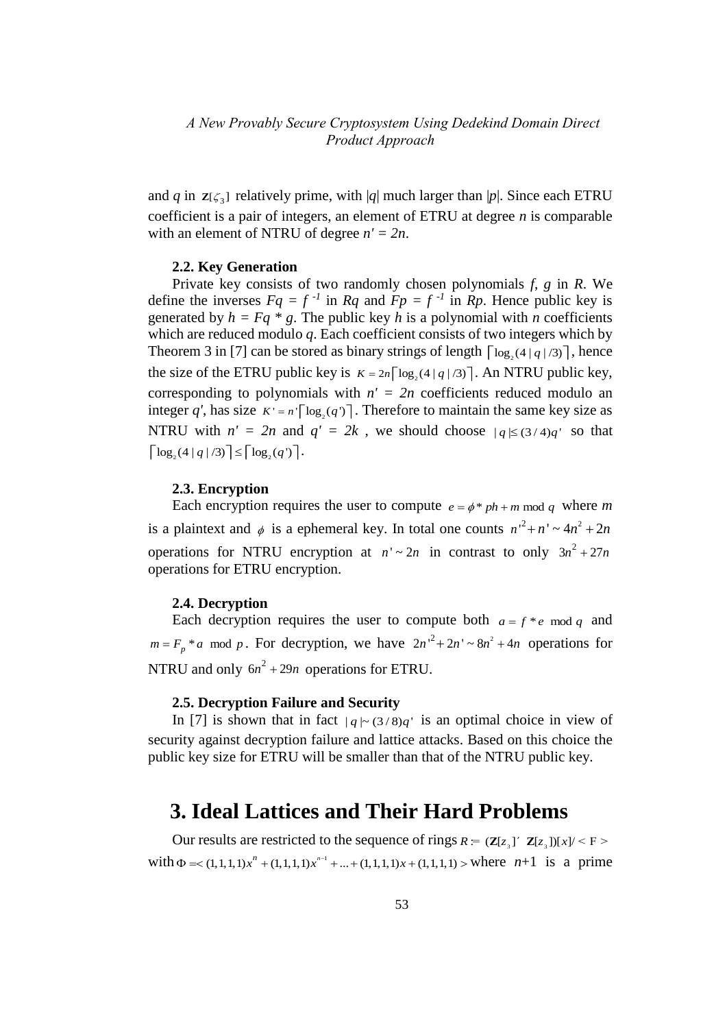and $q$ in $\mathbf{Z}[\zeta_3]$ relatively prime, with $|q|$ much larger than $|p|$. Since each ETRU coefficient is a pair of integers, an element of ETRU at degree $n$ is comparable with an element of NTRU of degree $n' = 2n$.

### 2.2. Key Generation

Private key consists of two randomly chosen polynomials $f$, $g$ in $R$. We define the inverses $Fq = f^{-1}$ in $Rq$ and $Fp = f^{-1}$ in $Rp$. Hence public key is generated by $h = Fq * g$. The public key $h$ is a polynomial with $n$ coefficients which are reduced modulo $q$. Each coefficient consists of two integers which by Theorem 3 in [7] can be stored as binary strings of length $\lceil \log_2(4|q|/3) \rceil$, hence the size of the ETRU public key is $K = 2n\lceil \log_2(4|q|/3) \rceil$. An NTRU public key, corresponding to polynomials with $n' = 2n$ coefficients reduced modulo an integer $q'$, has size $K' = n'\lceil \log_2(q') \rceil$. Therefore to maintain the same key size as NTRU with $n' = 2n$ and $q' = 2k$, we should choose $|q| \leq (3/4)q'$ so that $\lceil \log_2(4|q|/3) \rceil \leq \lceil \log_2(q') \rceil$.

### 2.3. Encryption

Each encryption requires the user to compute $e = \phi * ph + m \bmod q$ where $m$ is a plaintext and $\phi$ is a ephemeral key. In total one counts $n'^2 + n' \sim 4n^2 + 2n$ operations for NTRU encryption at $n' \sim 2n$ in contrast to only $3n^2 + 27n$ operations for ETRU encryption.

### 2.4. Decryption

Each decryption requires the user to compute both $a = f * e \bmod q$ and $m = F_p * a \bmod p$. For decryption, we have $2n'^2 + 2n' \sim 8n^2 + 4n$ operations for NTRU and only $6n^2 + 29n$ operations for ETRU.

### 2.5. Decryption Failure and Security

In [7] is shown that in fact $|q| \sim (3/8)q'$ is an optimal choice in view of security against decryption failure and lattice attacks. Based on this choice the public key size for ETRU will be smaller than that of the NTRU public key.

## 3. Ideal Lattices and Their Hard Problems

Our results are restricted to the sequence of rings $R := (\mathbf{Z}[z_3] \times \mathbf{Z}[z_3])[x]/ < \Phi >$ with $\Phi =< (1,1,1,1)x^n + (1,1,1,1)x^{n-1} + ... + (1,1,1,1)x + (1,1,1,1) >$ where $n+1$ is a prime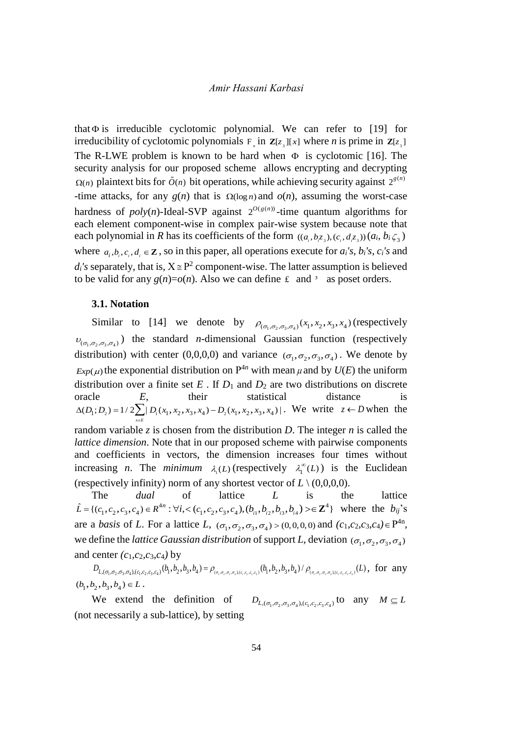that $\Phi$ is irreducible cyclotomic polynomial. We can refer to [19] for irreducibility of cyclotomic polynomials $F_n$ in $\mathbf{Z}[z_3][x]$ where $n$ is prime in $\mathbf{Z}[z_3]$ The R-LWE problem is known to be hard when $\Phi$ is cyclotomic [16]. The security analysis for our proposed scheme allows encrypting and decrypting $\Omega(n)$ plaintext bits for $\tilde{O}(n)$ bit operations, while achieving security against $2^{g(n)}$ -time attacks, for any $g(n)$ that is $\Omega(\log n)$ and $o(n)$, assuming the worst-case hardness of $poly(n)$-Ideal-SVP against $2^{O(g(n))}$-time quantum algorithms for each element component-wise in complex pair-wise system because note that each polynomial in $R$ has its coefficients of the form $((a_i, b_i z_3), (c_i, d_i z_3))$ $(a_i, b_i \zeta_3)$ where $a_i, b_i, c_i, d_i \in \mathbf{Z}$, so in this paper, all operations execute for $a_i$'s, $b_i$'s, $c_i$'s and $d_i$'s separately, that is, $X \cong P^2$ component-wise. The latter assumption is believed to be valid for any $g(n)=o(n)$. Also we can define £ and ³ as poset orders.

### 3.1. Notation

Similar to [14] we denote by $\rho_{(\sigma_1,\sigma_2,\sigma_3,\sigma_4)}(x_1,x_2,x_3,x_4)$ (respectively $\upsilon_{(\sigma_1,\sigma_2,\sigma_3,\sigma_4)}$) the standard $n$-dimensional Gaussian function (respectively distribution) with center (0,0,0,0) and variance $(\sigma_1,\sigma_2,\sigma_3,\sigma_4)$. We denote by $Exp(\mu)$ the exponential distribution on $P^{4n}$ with mean $\mu$ and by $U(E)$ the uniform distribution over a finite set $E$ . If $D_1$ and $D_2$ are two distributions on discrete oracle $E$, their statistical distance is $\Delta(D_1;D_2) = 1/2\sum_{x\in E}|D_1(x_1,x_2,x_3,x_4) - D_2(x_1,x_2,x_3,x_4)|$. We write $z \leftarrow D$ when the random variable $z$ is chosen from the distribution $D$. The integer $n$ is called the *lattice dimension*. Note that in our proposed scheme with pairwise components and coefficients in vectors, the dimension increases four times without increasing $n$. The *minimum* $\lambda_1(L)$ (respectively $\lambda_1^{\infty}(L)$) is the Euclidean (respectively infinity) norm of any shortest vector of $L \setminus (0,0,0,0)$.

The *dual* of lattice $L$ is the lattice $\hat{L} = \{(c_1,c_2,c_3,c_4) \in R^{4n} : \forall i, <(c_1,c_2,c_3,c_4),(b_{i1},b_{i2},b_{i3},b_{i4})> \in \mathbf{Z}^4\}$ where the $b_{ij}$'s are a *basis* of $L$. For a lattice $L$, $(\sigma_1,\sigma_2,\sigma_3,\sigma_4) > (0,0,0,0)$ and $(c_1,c_2,c_3,c_4) \in P^{4n}$, we define the *lattice Gaussian distribution* of support $L$, deviation $(\sigma_1,\sigma_2,\sigma_3,\sigma_4)$ and center $(c_1,c_2,c_3,c_4)$ by

$D_{L,(\sigma_1,\sigma_2,\sigma_3,\sigma_4),(c_1,c_2,c_3,c_4)}(b_1,b_2,b_3,b_4) = \rho_{(\sigma_1,\sigma_2,\sigma_3,\sigma_4),(c_1,c_2,c_3,c_4)}(b_1,b_2,b_3,b_4) / \rho_{(\sigma_1,\sigma_2,\sigma_3,\sigma_4),(c_1,c_2,c_3,c_4)}(L)$, for any $(b_1,b_2,b_3,b_4) \in L$.

We extend the definition of $D_{L,(\sigma_1,\sigma_2,\sigma_3,\sigma_4),(c_1,c_2,c_3,c_4)}$ to any $M \subseteq L$ (not necessarily a sub-lattice), by setting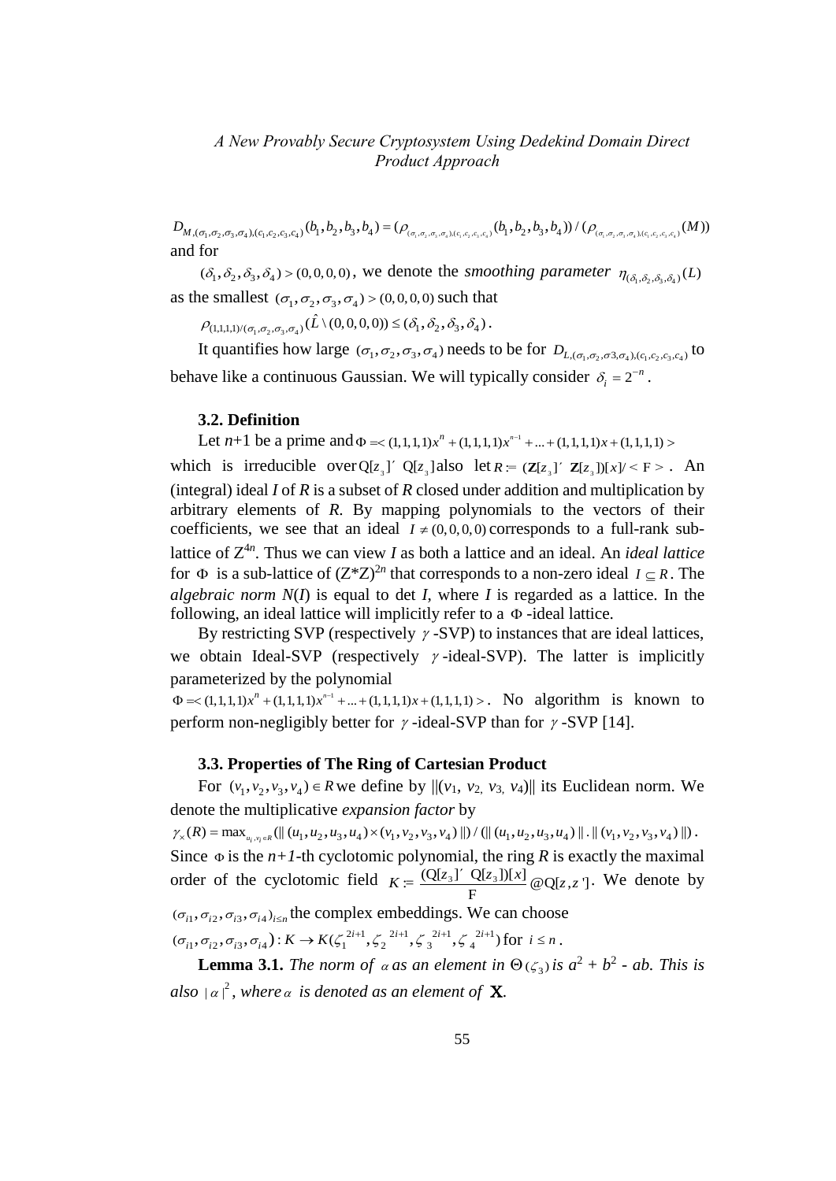$D_{M,(\sigma_1,\sigma_2,\sigma_3,\sigma_4),(c_1,c_2,c_3,c_4)}(b_1,b_2,b_3,b_4) = (\rho_{(\sigma_1,\sigma_2,\sigma_3,\sigma_4),(c_1,c_2,c_3,c_4)}(b_1,b_2,b_3,b_4)) / (\rho_{(\sigma_1,\sigma_2,\sigma_3,\sigma_4),(c_1,c_2,c_3,c_4)}(M))$
and for

$(\delta_1,\delta_2,\delta_3,\delta_4) > (0,0,0,0)$, we denote the *smoothing parameter* $\eta_{(\delta_1,\delta_2,\delta_3,\delta_4)}(L)$ as the smallest $(\sigma_1,\sigma_2,\sigma_3,\sigma_4) > (0,0,0,0)$ such that

$\rho_{(1,1,1,1)/(\sigma_1,\sigma_2,\sigma_3,\sigma_4)}(\hat{L} \setminus (0,0,0,0)) \le (\delta_1,\delta_2,\delta_3,\delta_4)$.

It quantifies how large $(\sigma_1,\sigma_2,\sigma_3,\sigma_4)$ needs to be for $D_{L,(\sigma_1,\sigma_2,\sigma 3,\sigma_4),(c_1,c_2,c_3,c_4)}$ to behave like a continuous Gaussian. We will typically consider $\delta_i = 2^{-n}$.

### 3.2. Definition

Let $n$+1 be a prime and $\Phi =< (1,1,1,1)x^n + (1,1,1,1)x^{n-1} + ... + (1,1,1,1)x + (1,1,1,1) >$ which is irreducible over $\mathbb{Q}[z_3]' \, \mathbb{Q}[z_3]$ also let $R := (\mathbf{Z}[z_3]' \, \mathbf{Z}[z_3])[x]/ < \mathrm{F} >$. An (integral) ideal $I$ of $R$ is a subset of $R$ closed under addition and multiplication by arbitrary elements of $R$. By mapping polynomials to the vectors of their coefficients, we see that an ideal $I \ne (0,0,0,0)$ corresponds to a full-rank sub-lattice of $Z^{4n}$. Thus we can view $I$ as both a lattice and an ideal. An *ideal lattice* for $\Phi$ is a sub-lattice of $(Z*Z)^{2n}$ that corresponds to a non-zero ideal $I \subseteq R$. The *algebraic norm* $N(I)$ is equal to det $I$, where $I$ is regarded as a lattice. In the following, an ideal lattice will implicitly refer to a $\Phi$-ideal lattice.

By restricting SVP (respectively $\gamma$-SVP) to instances that are ideal lattices, we obtain Ideal-SVP (respectively $\gamma$-ideal-SVP). The latter is implicitly parameterized by the polynomial

$\Phi =< (1,1,1,1)x^n + (1,1,1,1)x^{n-1} + ... + (1,1,1,1)x + (1,1,1,1) >$. No algorithm is known to perform non-negligibly better for $\gamma$-ideal-SVP than for $\gamma$-SVP [14].

### 3.3. Properties of The Ring of Cartesian Product

For $(v_1,v_2,v_3,v_4) \in R$ we define by $\|(v_1, v_2, v_3, v_4)\|$ its Euclidean norm. We denote the multiplicative *expansion factor* by

$\gamma_\times(R) = \max_{u_i,v_i \in R}(\|(u_1,u_2,u_3,u_4)\times(v_1,v_2,v_3,v_4)\|) / (\|(u_1,u_2,u_3,u_4)\| . \|(v_1,v_2,v_3,v_4)\|)$.

Since $\Phi$ is the $n+1$-th cyclotomic polynomial, the ring $R$ is exactly the maximal order of the cyclotomic field $K := \frac{(\mathbb{Q}[z_3]' \, \mathbb{Q}[z_3])[x]}{\mathrm{F}} @ \mathbb{Q}[z,z']$. We denote by $(\sigma_{i1},\sigma_{i2},\sigma_{i3},\sigma_{i4})_{i \le n}$ the complex embeddings. We can choose

$(\sigma_{i1},\sigma_{i2},\sigma_{i3},\sigma_{i4}) : K \to K(\zeta_1^{2i+1},\zeta_2^{2i+1},\zeta_3^{2i+1},\zeta_4^{2i+1})$ for $i \le n$.

**Lemma 3.1.** *The norm of* $\alpha$ *as an element in* $\Theta(\zeta_3)$ *is* $a^2 + b^2 - ab$. *This is also* $|\alpha|^2$, *where* $\alpha$ *is denoted as an element of* $\mathbf{X}$.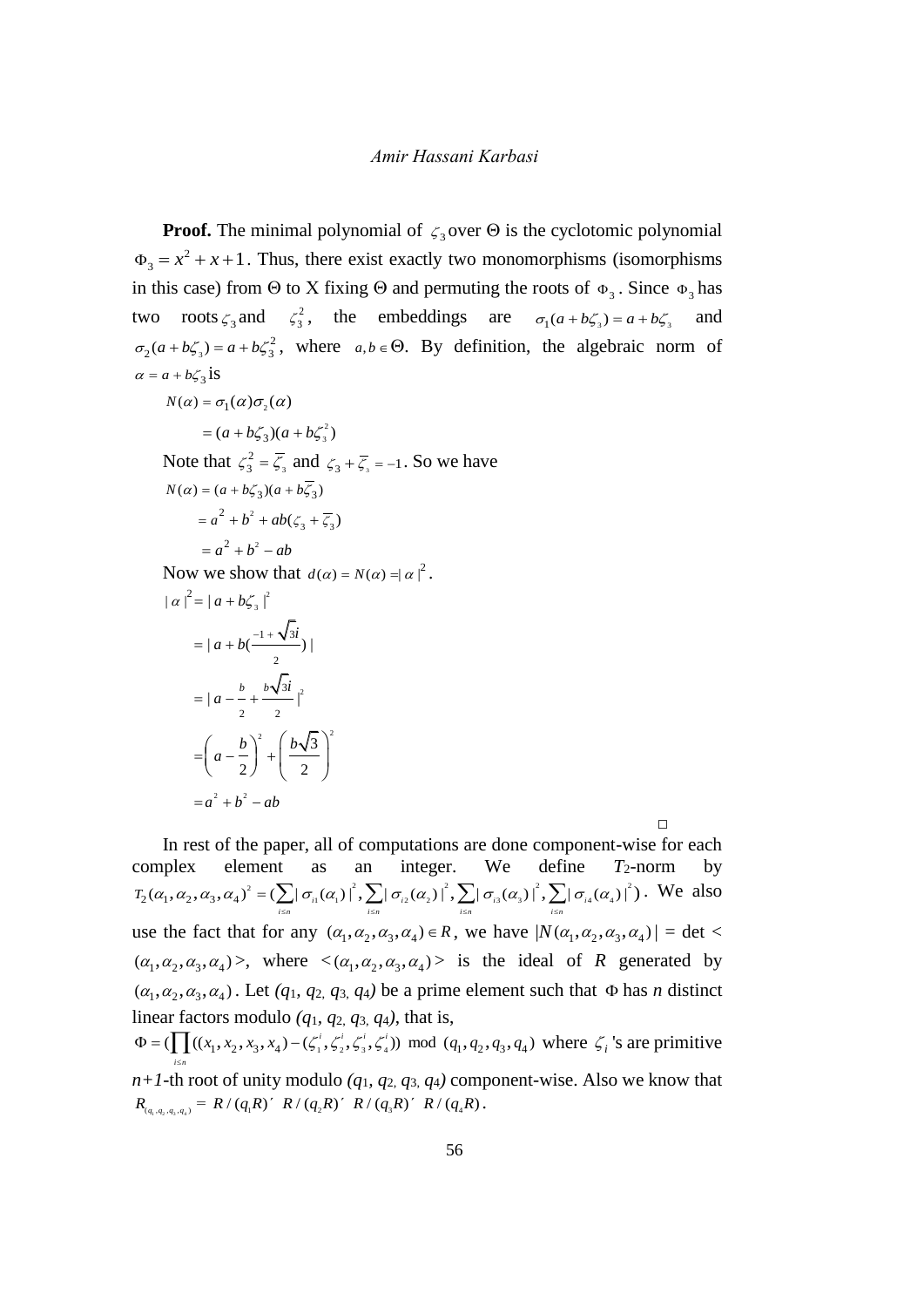**Proof.** The minimal polynomial of $\zeta_3$ over Θ is the cyclotomic polynomial $\Phi_3 = x^2 + x + 1$. Thus, there exist exactly two monomorphisms (isomorphisms in this case) from Θ to X fixing Θ and permuting the roots of $\Phi_3$. Since $\Phi_3$ has two roots $\zeta_3$ and $\zeta_3^2$, the embeddings are $\sigma_1(a + b\zeta_3) = a + b\zeta_3$ and $\sigma_2(a + b\zeta_3) = a + b\zeta_3^2$, where $a, b \in \Theta$. By definition, the algebraic norm of $\alpha = a + b\zeta_3$ is

$$N(\alpha) = \sigma_1(\alpha)\sigma_2(\alpha)$$
$$= (a + b\zeta_3)(a + b\zeta_3^2)$$

Note that $\zeta_3^2 = \overline{\zeta}_3$ and $\zeta_3 + \overline{\zeta}_3 = -1$. So we have

$$N(\alpha) = (a + b\zeta_3)(a + b\overline{\zeta_3})$$
$$= a^2 + b^2 + ab(\zeta_3 + \overline{\zeta_3})$$
$$= a^2 + b^2 - ab$$

Now we show that $d(\alpha) = N(\alpha) = |\alpha|^2$.

$$|\alpha|^2 = |a + b\zeta_3|^2$$
$$= |a + b(\frac{-1+\sqrt{3}i}{2})|$$
$$= |a - \frac{b}{2} + \frac{b\sqrt{3}i}{2}|^2$$
$$= \left(a - \frac{b}{2}\right)^2 + \left(\frac{b\sqrt{3}}{2}\right)^2$$
$$= a^2 + b^2 - ab$$

□

In rest of the paper, all of computations are done component-wise for each complex element as an integer. We define $T_2$-norm by $T_2(\alpha_1, \alpha_2, \alpha_3, \alpha_4)^2 = (\sum_{i \le n} |\sigma_{i1}(\alpha_1)|^2, \sum_{i \le n} |\sigma_{i2}(\alpha_2)|^2, \sum_{i \le n} |\sigma_{i3}(\alpha_3)|^2, \sum_{i \le n} |\sigma_{i4}(\alpha_4)|^2)$. We also use the fact that for any $(\alpha_1, \alpha_2, \alpha_3, \alpha_4) \in R$, we have $|N(\alpha_1, \alpha_2, \alpha_3, \alpha_4)|$ = det $<(\alpha_1, \alpha_2, \alpha_3, \alpha_4)>$, where $<(\alpha_1, \alpha_2, \alpha_3, \alpha_4)>$ is the ideal of $R$ generated by $(\alpha_1, \alpha_2, \alpha_3, \alpha_4)$. Let *(q*1*, q*2*, q*3*, q*4*)* be a prime element such that Φ has *n* distinct linear factors modulo *(q*1*, q*2*, q*3*, q*4*)*, that is,

$\Phi = (\prod_{i \le n}((x_1, x_2, x_3, x_4) - (\zeta_1^i, \zeta_2^i, \zeta_3^i, \zeta_4^i)) \bmod (q_1, q_2, q_3, q_4)$ where $\zeta_i$'s are primitive *n+1*-th root of unity modulo *(q*1*, q*2*, q*3*, q*4*)* component-wise. Also we know that $R_{(q_1,q_2,q_3,q_4)} = R/(q_1R) \times R/(q_2R) \times R/(q_3R) \times R/(q_4R)$.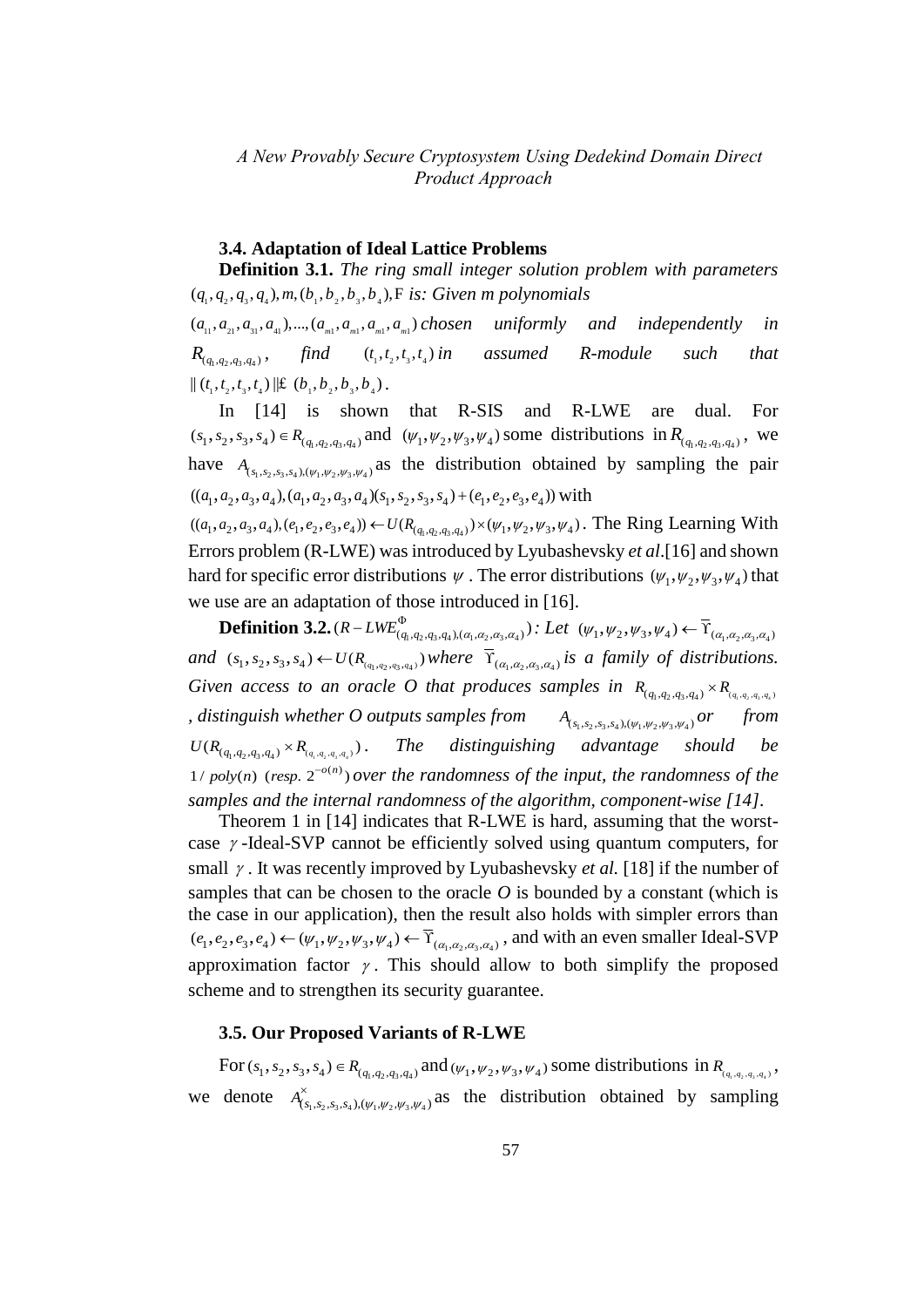### 3.4. Adaptation of Ideal Lattice Problems

**Definition 3.1.** *The ring small integer solution problem with parameters* $(q_1, q_2, q_3, q_4), m, (b_1, b_2, b_3, b_4), F$ *is: Given m polynomials* $(a_{11}, a_{21}, a_{31}, a_{41}), ..., (a_{m1}, a_{m1}, a_{m1}, a_{m1})$ *chosen uniformly and independently in* $R_{(q_1,q_2,q_3,q_4)}$, *find* $(t_1, t_2, t_3, t_4)$ *in assumed R-module such that* $\| (t_1, t_2, t_3, t_4) \| \leq (b_1, b_2, b_3, b_4)$.

In [14] is shown that R-SIS and R-LWE are dual. For $(s_1, s_2, s_3, s_4) \in R_{(q_1,q_2,q_3,q_4)}$ and $(\psi_1, \psi_2, \psi_3, \psi_4)$ some distributions in $R_{(q_1,q_2,q_3,q_4)}$, we have $A_{(s_1,s_2,s_3,s_4),(\psi_1,\psi_2,\psi_3,\psi_4)}$ as the distribution obtained by sampling the pair $((a_1, a_2, a_3, a_4), (a_1, a_2, a_3, a_4)(s_1, s_2, s_3, s_4) + (e_1, e_2, e_3, e_4))$ with $((a_1, a_2, a_3, a_4), (e_1, e_2, e_3, e_4)) \leftarrow U(R_{(q_1,q_2,q_3,q_4)}) \times (\psi_1, \psi_2, \psi_3, \psi_4)$. The Ring Learning With Errors problem (R-LWE) was introduced by Lyubashevsky *et al*.[16] and shown hard for specific error distributions $\psi$. The error distributions $(\psi_1, \psi_2, \psi_3, \psi_4)$ that we use are an adaptation of those introduced in [16].

**Definition 3.2.** $(R-LWE^{\Phi}_{(q_1,q_2,q_3,q_4),(\alpha_1,\alpha_2,\alpha_3,\alpha_4)})$ *: Let* $(\psi_1, \psi_2, \psi_3, \psi_4) \leftarrow \overline{\Upsilon}_{(\alpha_1,\alpha_2,\alpha_3,\alpha_4)}$ *and* $(s_1, s_2, s_3, s_4) \leftarrow U(R_{(q_1,q_2,q_3,q_4)})$ *where* $\overline{\Upsilon}_{(\alpha_1,\alpha_2,\alpha_3,\alpha_4)}$ *is a family of distributions. Given access to an oracle O that produces samples in* $R_{(q_1,q_2,q_3,q_4)} \times R_{(q_1,q_2,q_3,q_4)}$ *, distinguish whether O outputs samples from* $A_{(s_1,s_2,s_3,s_4),(\psi_1,\psi_2,\psi_3,\psi_4)}$ *or from* $U(R_{(q_1,q_2,q_3,q_4)} \times R_{(q_1,q_2,q_3,q_4)})$. *The distinguishing advantage should be* $1/poly(n)$ $(resp.\ 2^{-o(n)})$ *over the randomness of the input, the randomness of the samples and the internal randomness of the algorithm, component-wise [14].*

Theorem 1 in [14] indicates that R-LWE is hard, assuming that the worst-case $\gamma$-Ideal-SVP cannot be efficiently solved using quantum computers, for small $\gamma$. It was recently improved by Lyubashevsky *et al.* [18] if the number of samples that can be chosen to the oracle *O* is bounded by a constant (which is the case in our application), then the result also holds with simpler errors than $(e_1, e_2, e_3, e_4) \leftarrow (\psi_1, \psi_2, \psi_3, \psi_4) \leftarrow \overline{\Upsilon}_{(\alpha_1,\alpha_2,\alpha_3,\alpha_4)}$, and with an even smaller Ideal-SVP approximation factor $\gamma$. This should allow to both simplify the proposed scheme and to strengthen its security guarantee.

### 3.5. Our Proposed Variants of R-LWE

For $(s_1, s_2, s_3, s_4) \in R_{(q_1,q_2,q_3,q_4)}$ and $(\psi_1, \psi_2, \psi_3, \psi_4)$ some distributions in $R_{(q_1,q_2,q_3,q_4)}$, we denote $A^{\times}_{(s_1,s_2,s_3,s_4),(\psi_1,\psi_2,\psi_3,\psi_4)}$ as the distribution obtained by sampling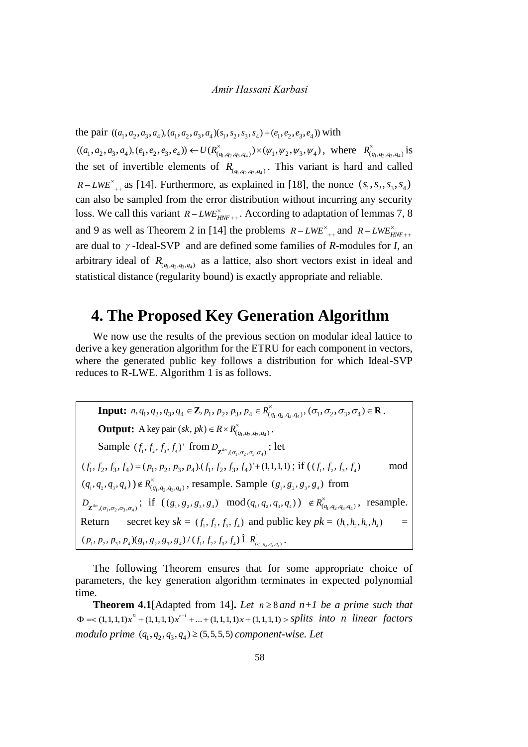the pair $((a_1,a_2,a_3,a_4),(a_1,a_2,a_3,a_4)(s_1,s_2,s_3,s_4)+(e_1,e_2,e_3,e_4))$ with $((a_1,a_2,a_3,a_4),(e_1,e_2,e_3,e_4)) \leftarrow U(R^{\times}_{(q_1,q_2,q_3,q_4)}) \times (\psi_1,\psi_2,\psi_3,\psi_4)$, where $R^{\times}_{(q_1,q_2,q_3,q_4)}$ is the set of invertible elements of $R_{(q_1,q_2,q_3,q_4)}$. This variant is hard and called $R-LWE^{\times}_{++}$ as [14]. Furthermore, as explained in [18], the nonce $(s_1,s_2,s_3,s_4)$ can also be sampled from the error distribution without incurring any security loss. We call this variant $R-LWE^{\times}_{HNF++}$. According to adaptation of lemmas 7, 8 and 9 as well as Theorem 2 in [14] the problems $R-LWE^{\times}_{++}$ and $R-LWE^{\times}_{HNF++}$ are dual to $\gamma$-Ideal-SVP and are defined some families of *R*-modules for *I*, an arbitrary ideal of $R_{(q_1,q_2,q_3,q_4)}$ as a lattice, also short vectors exist in ideal and statistical distance (regularity bound) is exactly appropriate and reliable.

# 4. The Proposed Key Generation Algorithm

We now use the results of the previous section on modular ideal lattice to derive a key generation algorithm for the ETRU for each component in vectors, where the generated public key follows a distribution for which Ideal-SVP reduces to R-LWE. Algorithm 1 is as follows.

**Input:** $n, q_1, q_2, q_3, q_4 \in \mathbf{Z}, p_1, p_2, p_3, p_4 \in R^{\times}_{(q_1,q_2,q_3,q_4)}, (\sigma_1,\sigma_2,\sigma_3,\sigma_4) \in \mathbf{R}$.

**Output:** A key pair $(sk, pk) \in R \times R^{\times}_{(q_1,q_2,q_3,q_4)}$.

Sample $(f_1, f_2, f_3, f_4)'$ from $D_{\mathbf{Z}^{4n},(\sigma_1,\sigma_2,\sigma_3,\sigma_4)}$; let $(f_1, f_2, f_3, f_4) = (p_1, p_2, p_3, p_4).(f_1, f_2, f_3, f_4)' + (1,1,1,1)$; if $((f_1, f_2, f_3, f_4) \mod (q_1,q_2,q_3,q_4)) \notin R^{\times}_{(q_1,q_2,q_3,q_4)}$, resample. Sample $(g_1, g_2, g_3, g_4)$ from $D_{\mathbf{Z}^{4n},(\sigma_1,\sigma_2,\sigma_3,\sigma_4)}$; if $((g_1, g_2, g_3, g_4) \mod (q_1,q_2,q_3,q_4)) \notin R^{\times}_{(q_1,q_2,q_3,q_4)}$, resample.
Return secret key $sk = (f_1, f_2, f_3, f_4)$ and public key $pk = (h_1,h_2,h_3,h_4) = (p_1, p_2, p_3, p_4)(g_1, g_2, g_3, g_4)/(f_1, f_2, f_3, f_4) \in R^{'}_{(q_1,q_2,q_3,q_4)}$.

The following Theorem ensures that for some appropriate choice of parameters, the key generation algorithm terminates in expected polynomial time.

**Theorem 4.1**[Adapted from 14]**.** *Let* $n \geq 8$ *and n+1 be a prime such that* $\Phi = < (1,1,1,1)x^n + (1,1,1,1)x^{n-1} + ... + (1,1,1,1)x + (1,1,1,1) >$ *splits into n linear factors modulo prime* $(q_1,q_2,q_3,q_4) \geq (5,5,5,5)$ *component-wise. Let*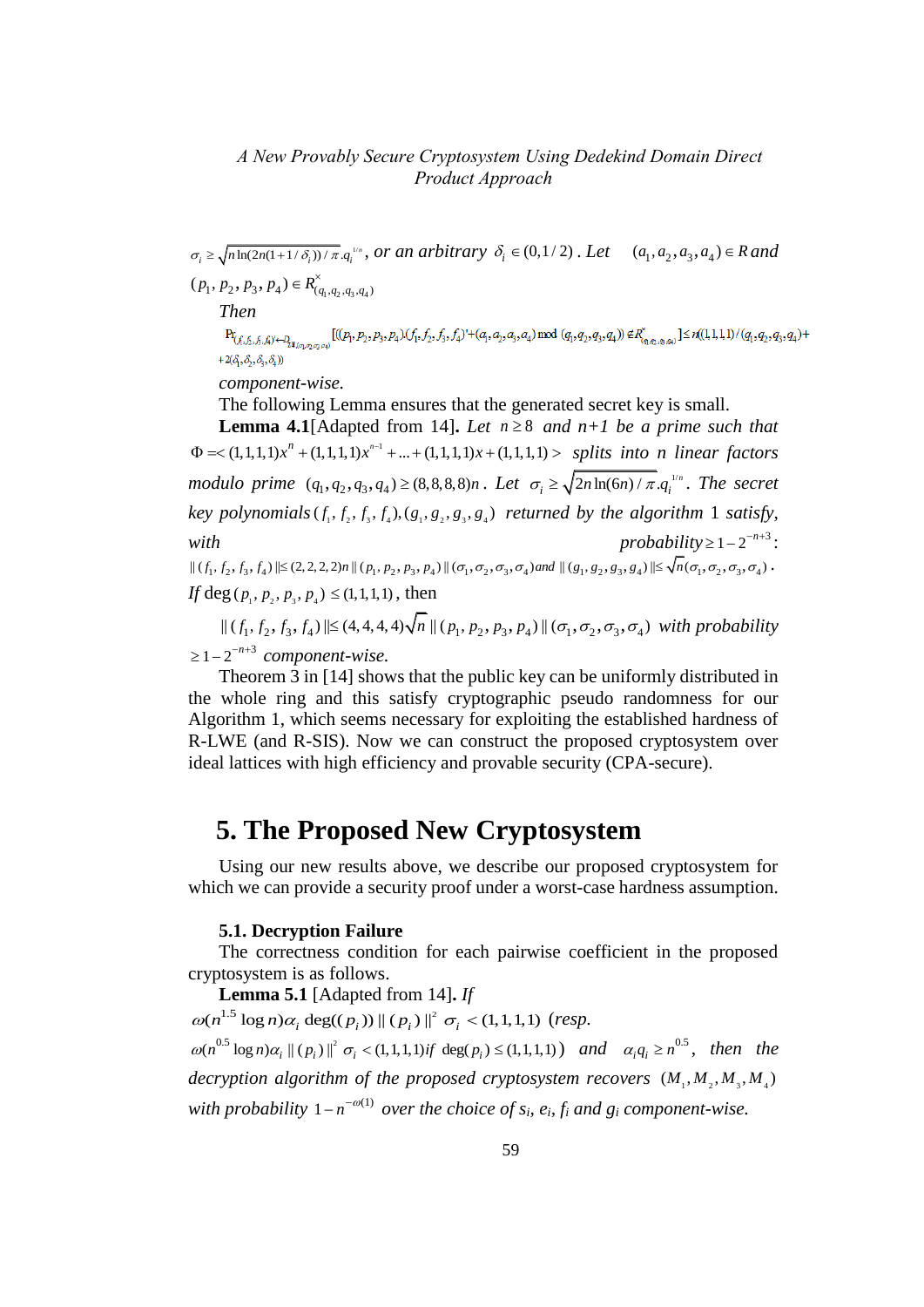$\sigma_i \geq \sqrt{n \ln(2n(1+1/\delta_i))/\pi}.q_i^{1/n}$, *or an arbitrary* $\delta_i \in (0,1/2)$ . *Let* $(a_1,a_2,a_3,a_4) \in R$ *and* $(p_1,p_2,p_3,p_4) \in R^{\times}_{(q_1,q_2,q_3,q_4)}$

*Then*

$$\Pr_{(f_1,f_2,f_3,f_4) \leftarrow D_{\mathbb{Z}^n,(\sigma_1,\sigma_2,\sigma_3,\sigma_4)}}[((p_1,p_2,p_3,p_4).(f_1,f_2,f_3,f_4)'+(a_1,a_2,a_3,a_4) \bmod (q_1,q_2,q_3,q_4)) \notin R^{\times}_{(q_1,q_2,q_3,q_4)}] \leq n((1,1,1,1)/(q_1,q_2,q_3,q_4)+$$
$$+2(\delta_1,\delta_2,\delta_3,\delta_4))$$

*component-wise.*

The following Lemma ensures that the generated secret key is small.

**Lemma 4.1**[Adapted from 14]**.** *Let* $n \geq 8$ *and n+1 be a prime such that* $\Phi = < (1,1,1,1)x^n + (1,1,1,1)x^{n-1} + ... + (1,1,1,1)x + (1,1,1,1) >$ *splits into n linear factors modulo prime* $(q_1,q_2,q_3,q_4) \geq (8,8,8,8)n$ . *Let* $\sigma_i \geq \sqrt{2n\ln(6n)/\pi}.q_i^{1/n}$. *The secret key polynomials* $(f_1, f_2, f_3, f_4),(g_1, g_2, g_3, g_4)$ *returned by the algorithm* 1 *satisfy, with probability* $\geq 1-2^{-n+3}$:

$\|(f_1, f_2, f_3, f_4)\| \leq (2,2,2,2)n \|(p_1,p_2,p_3,p_4)\|(\sigma_1,\sigma_2,\sigma_3,\sigma_4)$ *and* $\|(g_1, g_2, g_3, g_4)\| \leq \sqrt{n}(\sigma_1,\sigma_2,\sigma_3,\sigma_4)$ .

*If* $\deg(p_1, p_2, p_3, p_4) \leq (1,1,1,1)$ , then

$\|(f_1, f_2, f_3, f_4)\| \leq (4,4,4,4)\sqrt{n}\|(p_1,p_2,p_3,p_4)\|(\sigma_1,\sigma_2,\sigma_3,\sigma_4)$ *with probability* $\geq 1-2^{-n+3}$ *component-wise.*

Theorem 3 in [14] shows that the public key can be uniformly distributed in the whole ring and this satisfy cryptographic pseudo randomness for our Algorithm 1, which seems necessary for exploiting the established hardness of R-LWE (and R-SIS). Now we can construct the proposed cryptosystem over ideal lattices with high efficiency and provable security (CPA-secure).

# 5. The Proposed New Cryptosystem

Using our new results above, we describe our proposed cryptosystem for which we can provide a security proof under a worst-case hardness assumption.

### 5.1. Decryption Failure

The correctness condition for each pairwise coefficient in the proposed cryptosystem is as follows.

**Lemma 5.1** [Adapted from 14]**.** *If* $\omega(n^{1.5}\log n)\alpha_i \deg((p_i))\|(p_i)\|^2 \sigma_i < (1,1,1,1)$ (*resp.* $\omega(n^{0.5}\log n)\alpha_i \|(p_i)\|^2 \sigma_i < (1,1,1,1)$ *if* $\deg(p_i) \leq (1,1,1,1)$) *and* $\alpha_i q_i \geq n^{0.5}$, *then the decryption algorithm of the proposed cryptosystem recovers* $(M_1, M_2, M_3, M_4)$ *with probability* $1-n^{-\omega(1)}$ *over the choice of $s_i$, $e_i$, $f_i$ and $g_i$ component-wise.*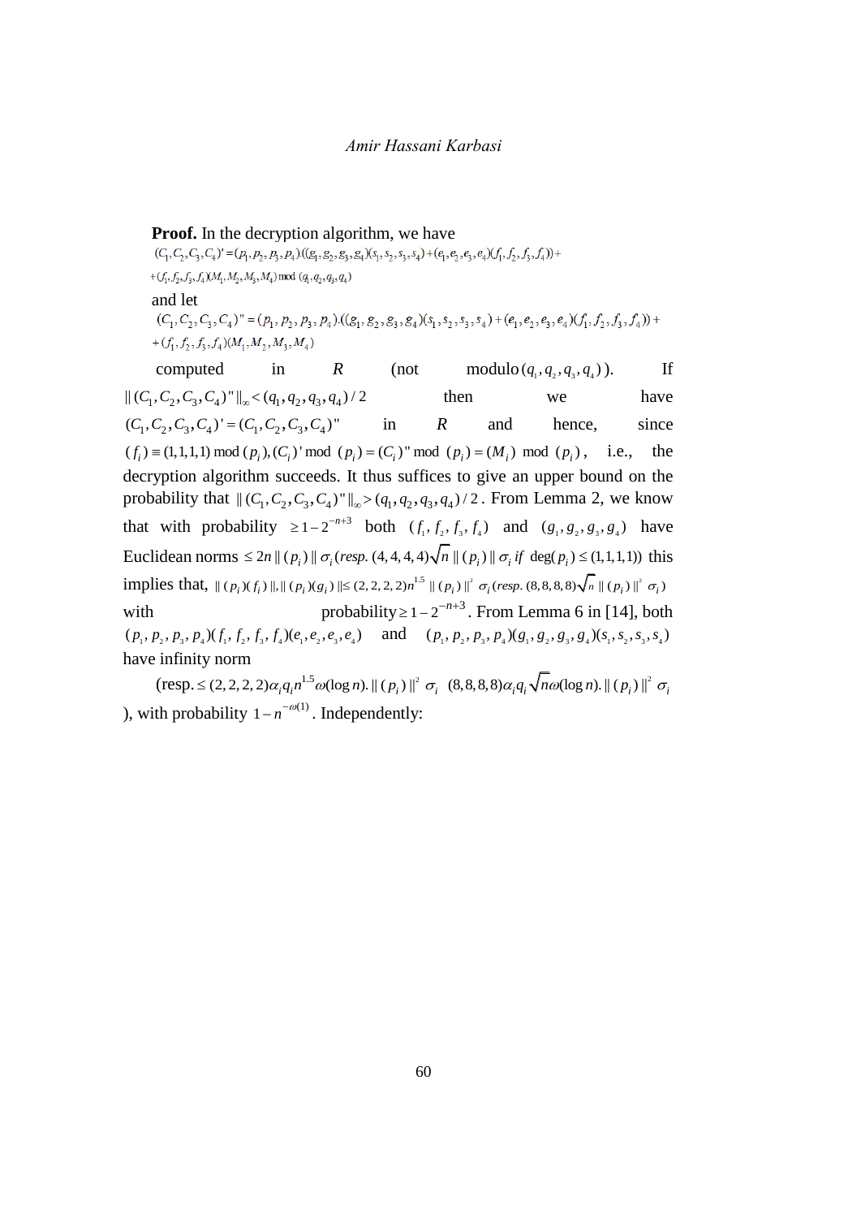**Proof.** In the decryption algorithm, we have

$$(C_1,C_2,C_3,C_4)' = (p_1,p_2,p_3,p_4).((g_1,g_2,g_3,g_4)(s_1,s_2,s_3,s_4)+(e_1,e_2,e_3,e_4)(f_1,f_2,f_3,f_4))+$$
$$+(f_1,f_2,f_3,f_4)(M_1,M_2,M_3,M_4) \bmod (q_1,q_2,q_3,q_4)$$

and let

$$(C_1,C_2,C_3,C_4)'' = (p_1,p_2,p_3,p_4).((g_1,g_2,g_3,g_4)(s_1,s_2,s_3,s_4)+(e_1,e_2,e_3,e_4)(f_1,f_2,f_3,f_4))+$$
$$+(f_1,f_2,f_3,f_4)(M_1,M_2,M_3,M_4)$$

computed in $R$ (not modulo $(q_1,q_2,q_3,q_4)$). If $\|(C_1,C_2,C_3,C_4)''\|_\infty < (q_1,q_2,q_3,q_4)/2$ then we have $(C_1,C_2,C_3,C_4)' = (C_1,C_2,C_3,C_4)''$ in $R$ and hence, since $(f_i) \equiv (1,1,1,1) \bmod (p_i), (C_i)' \bmod (p_i) = (C_i)'' \bmod (p_i) = (M_i) \bmod (p_i)$, i.e., the decryption algorithm succeeds. It thus suffices to give an upper bound on the probability that $\|(C_1,C_2,C_3,C_4)''\|_\infty > (q_1,q_2,q_3,q_4)/2$. From Lemma 2, we know that with probability $\geq 1-2^{-n+3}$ both $(f_1,f_2,f_3,f_4)$ and $(g_1,g_2,g_3,g_4)$ have Euclidean norms $\leq 2n\|(p_i)\|\sigma_i$ (*resp.* $(4,4,4,4)\sqrt{n}\|(p_i)\|\sigma_i$ *if* $\deg(p_i) \leq (1,1,1,1)$) this implies that, $\|(p_i)(f_i)\|, \|(p_i)(g_i)\| \leq (2,2,2,2)n^{1.5}\|(p_i)\|^2 \sigma_i$ (*resp.* $(8,8,8,8)\sqrt{n}\|(p_i)\|^2 \sigma_i$) with probability $\geq 1-2^{-n+3}$. From Lemma 6 in [14], both $(p_1,p_2,p_3,p_4)(f_1,f_2,f_3,f_4)(e_1,e_2,e_3,e_4)$ and $(p_1,p_2,p_3,p_4)(g_1,g_2,g_3,g_4)(s_1,s_2,s_3,s_4)$ have infinity norm

(resp. $\leq (2,2,2,2)\alpha_i q_i n^{1.5}\omega(\log n).\|(p_i)\|^2 \sigma_i$ $(8,8,8,8)\alpha_i q_i \sqrt{n}\omega(\log n).\|(p_i)\|^2 \sigma_i$ ), with probability $1-n^{-\omega(1)}$. Independently: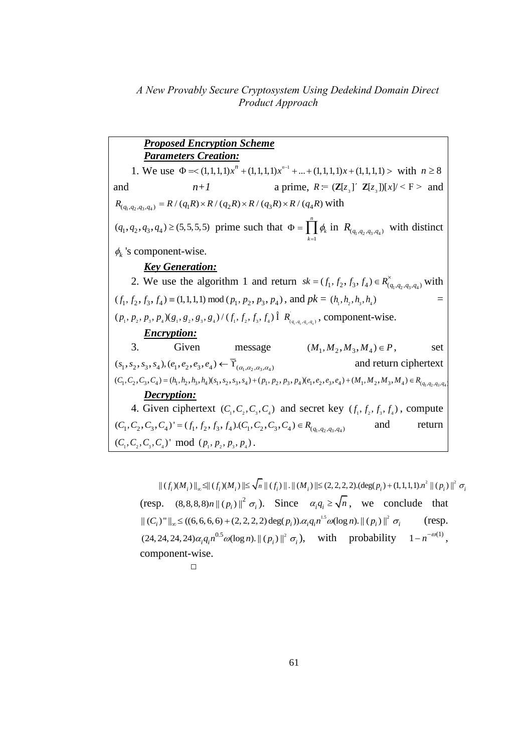***Proposed Encryption Scheme***

***Parameters Creation:***

1. We use $\Phi =< (1,1,1,1)x^n + (1,1,1,1)x^{n-1} + ... + (1,1,1,1)x + (1,1,1,1) >$ with $n \geq 8$ and $n+1$ a prime, $R := (\mathbf{Z}[z_3] \times \mathbf{Z}[z_3])[x]/ < \Phi >$ and $R_{(q_1,q_2,q_3,q_4)} = R/(q_1R) \times R/(q_2R) \times R/(q_3R) \times R/(q_4R)$ with $(q_1,q_2,q_3,q_4) \geq (5,5,5,5)$ prime such that $\Phi = \prod_{k=1}^{n} \phi_k$ in $R_{(q_1,q_2,q_3,q_4)}$ with distinct $\phi_k$'s component-wise.

***Key Generation:***

2. We use the algorithm 1 and return $sk = (f_1, f_2, f_3, f_4) \in R^{\times}_{(q_1,q_2,q_3,q_4)}$ with $(f_1, f_2, f_3, f_4) \equiv (1,1,1,1) \bmod (p_1, p_2, p_3, p_4)$, and $pk = (h_1, h_2, h_3, h_4) = (p_1, p_2, p_3, p_4)(g_1, g_2, g_3, g_4)/(f_1, f_2, f_3, f_4) \in R^{\times}_{(q_1,q_2,q_3,q_4)}$, component-wise.

***Encryption:***

3. Given message $(M_1, M_2, M_3, M_4) \in P$, set $(s_1, s_2, s_3, s_4), (e_1, e_2, e_3, e_4) \leftarrow \overline{\Upsilon}_{(\alpha_1,\alpha_2,\alpha_3,\alpha_4)}$ and return ciphertext $(C_1, C_2, C_3, C_4) = (h_1, h_2, h_3, h_4)(s_1, s_2, s_3, s_4) + (p_1, p_2, p_3, p_4)(e_1, e_2, e_3, e_4) + (M_1, M_2, M_3, M_4) \in R_{(q_1,q_2,q_3,q_4)}$

***Decryption:***

4. Given ciphertext $(C_1, C_2, C_3, C_4)$ and secret key $(f_1, f_2, f_3, f_4)$, compute $(C_1, C_2, C_3, C_4)' = (f_1, f_2, f_3, f_4).(C_1, C_2, C_3, C_4) \in R_{(q_1,q_2,q_3,q_4)}$ and return $(C_1, C_2, C_3, C_4)' \bmod (p_1, p_2, p_3, p_4)$.

$$\| (f_i)(M_i) \|_\infty \leq \| (f_i)(M_i) \| \leq \sqrt{n} \| (f_i) \| . \| (M_i) \| \leq (2,2,2,2).(\deg(p_i) + (1,1,1,1).n^2 \| (p_i) \|^2 \sigma_i$$

(resp. $(8,8,8,8)n \| (p_i) \|^2 \sigma_i$). Since $\alpha_i q_i \geq \sqrt{n}$, we conclude that $\| (C_i)'' \|_\infty \leq ((6,6,6,6) + (2,2,2,2)\deg(p_i)).\alpha_i q_i n^{1.5} \omega(\log n). \| (p_i) \|^2 \sigma_i$ (resp. $(24,24,24,24)\alpha_i q_i n^{0.5} \omega(\log n). \| (p_i) \|^2 \sigma_i$), with probability $1 - n^{-\omega(1)}$, component-wise.

□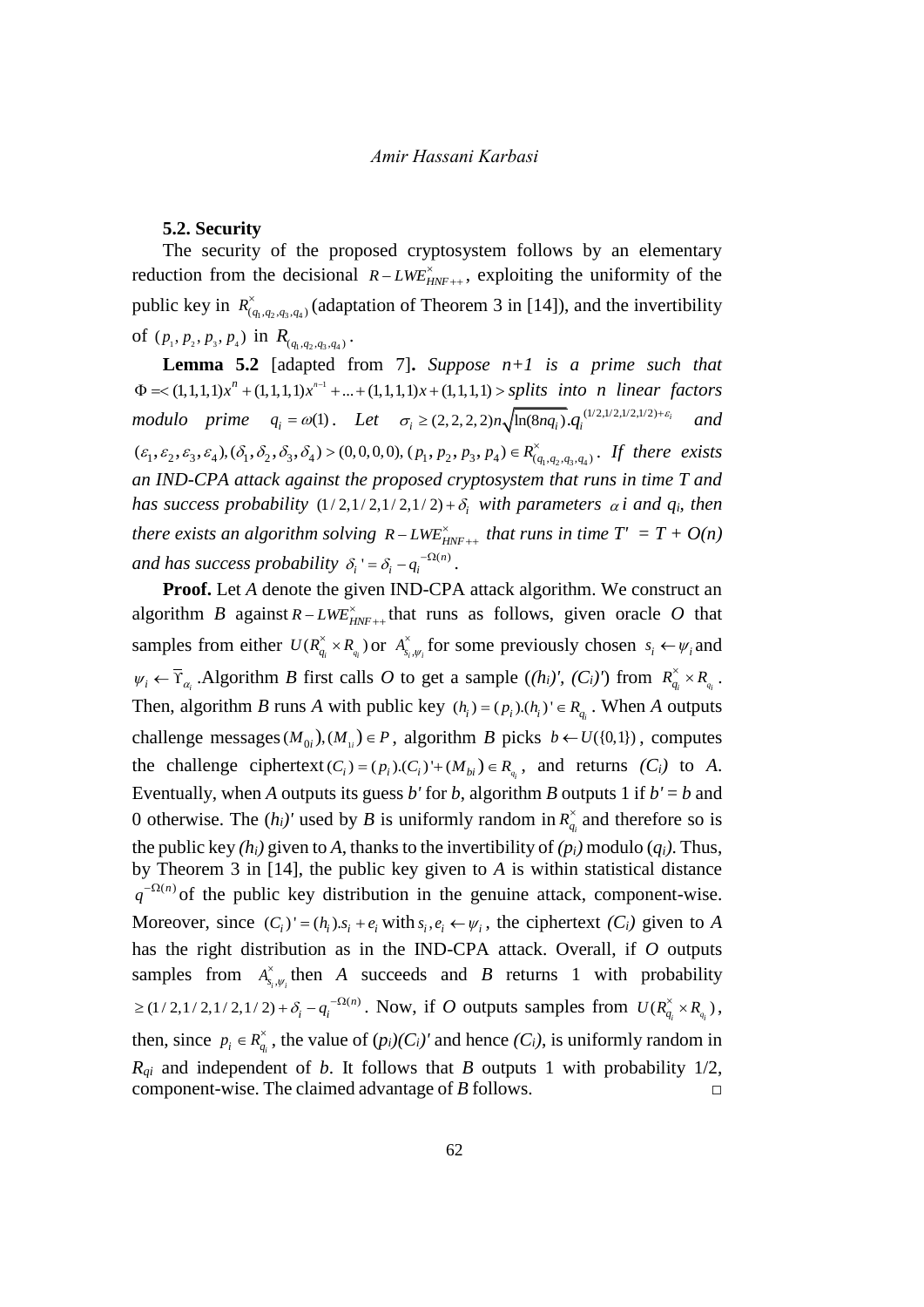### 5.2. Security

The security of the proposed cryptosystem follows by an elementary reduction from the decisional $R-LWE^{\times}_{HNF++}$, exploiting the uniformity of the public key in $R^{\times}_{(q_1,q_2,q_3,q_4)}$ (adaptation of Theorem 3 in [14]), and the invertibility of $(p_1, p_2, p_3, p_4)$ in $R_{(q_1,q_2,q_3,q_4)}$.

**Lemma 5.2** [adapted from 7]**.** *Suppose n+1 is a prime such that* $\Phi = <(1,1,1,1)x^n + (1,1,1,1)x^{n-1} + ... + (1,1,1,1)x + (1,1,1,1) >$ *splits into n linear factors modulo prime* $q_i = \omega(1)$. *Let* $\sigma_i \geq (2,2,2,2)n\sqrt{\ln(8nq_i)}.q_i^{(1/2,1/2,1/2,1/2)+\varepsilon_i}$ *and* $(\varepsilon_1, \varepsilon_2, \varepsilon_3, \varepsilon_4), (\delta_1, \delta_2, \delta_3, \delta_4) > (0,0,0,0), (p_1, p_2, p_3, p_4) \in R^{\times}_{(q_1,q_2,q_3,q_4)}$. *If there exists an IND-CPA attack against the proposed cryptosystem that runs in time T and has success probability* $(1/2,1/2,1/2,1/2) + \delta_i$ *with parameters* $\alpha$ *i and* $q_i$*, then there exists an algorithm solving* $R-LWE^{\times}_{HNF++}$ *that runs in time T′ = T + O(n) and has success probability* $\delta_i{}' = \delta_i - q_i^{-\Omega(n)}$.

**Proof.** Let *A* denote the given IND-CPA attack algorithm. We construct an algorithm *B* against $R-LWE^{\times}_{HNF++}$ that runs as follows, given oracle *O* that samples from either $U(R^{\times}_{q_i} \times R_{q_i})$ or $A^{\times}_{s_i,\psi_i}$ for some previously chosen $s_i \leftarrow \psi_i$ and $\psi_i \leftarrow \overline{\Upsilon}_{\alpha_i}$. Algorithm *B* first calls *O* to get a sample $((h_i)', (C_i)')$ from $R^{\times}_{q_i} \times R_{q_i}$. Then, algorithm *B* runs *A* with public key $(h_i) = (p_i).(h_i)' \in R_{q_i}$. When *A* outputs challenge messages $(M_{0i}), (M_{1i}) \in P$, algorithm *B* picks $b \leftarrow U(\{0,1\})$, computes the challenge ciphertext $(C_i) = (p_i).(C_i)' + (M_{bi}) \in R_{q_i}$, and returns $(C_i)$ to *A*. Eventually, when *A* outputs its guess *b′* for *b*, algorithm *B* outputs 1 if *b′* = *b* and 0 otherwise. The $(h_i)'$ used by *B* is uniformly random in $R^{\times}_{q_i}$ and therefore so is the public key $(h_i)$ given to *A*, thanks to the invertibility of $(p_i)$ modulo $(q_i)$. Thus, by Theorem 3 in [14], the public key given to *A* is within statistical distance $q^{-\Omega(n)}$ of the public key distribution in the genuine attack, component-wise. Moreover, since $(C_i)' = (h_i).s_i + e_i$ with $s_i, e_i \leftarrow \psi_i$, the ciphertext $(C_i)$ given to *A* has the right distribution as in the IND-CPA attack. Overall, if *O* outputs samples from $A^{\times}_{s_i,\psi_i}$ then *A* succeeds and *B* returns 1 with probability $\geq (1/2,1/2,1/2,1/2) + \delta_i - q_i^{-\Omega(n)}$. Now, if *O* outputs samples from $U(R^{\times}_{q_i} \times R_{q_i})$, then, since $p_i \in R^{\times}_{q_i}$, the value of $(p_i)(C_i)'$ and hence $(C_i)$, is uniformly random in $R_{q_i}$ and independent of *b*. It follows that *B* outputs 1 with probability 1/2, component-wise. The claimed advantage of *B* follows. □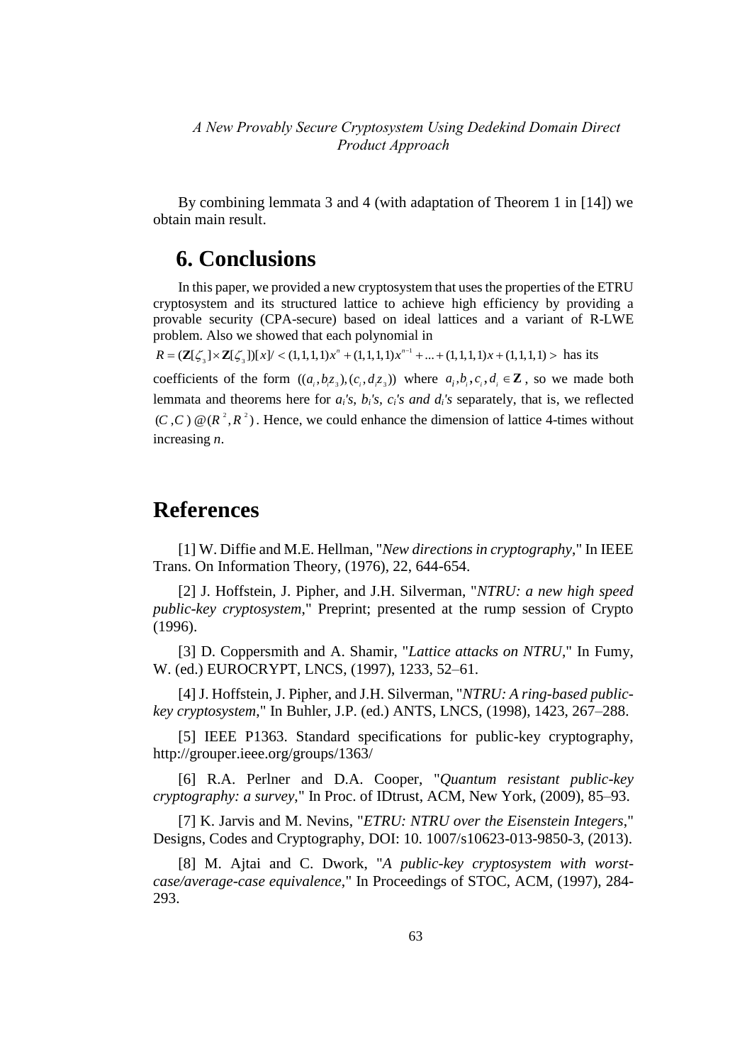By combining lemmata 3 and 4 (with adaptation of Theorem 1 in [14]) we obtain main result.

## 6. Conclusions

In this paper, we provided a new cryptosystem that uses the properties of the ETRU cryptosystem and its structured lattice to achieve high efficiency by providing a provable security (CPA-secure) based on ideal lattices and a variant of R-LWE problem. Also we showed that each polynomial in

$R = (\mathbf{Z}[\zeta_3] \times \mathbf{Z}[\zeta_3])[x] / < (1,1,1,1)x^n + (1,1,1,1)x^{n-1} + ... + (1,1,1,1)x + (1,1,1,1) >$ has its

coefficients of the form $((a_i, b_i z_3), (c_i, d_i z_3))$ where $a_i, b_i, c_i, d_i \in \mathbf{Z}$, so we made both lemmata and theorems here for *$a_i$'s, $b_i$'s, $c_i$'s and $d_i$'s* separately, that is, we reflected $(C, C) @ (R^2, R^2)$. Hence, we could enhance the dimension of lattice 4-times without increasing *n*.

# References

[1] W. Diffie and M.E. Hellman, "*New directions in cryptography*," In IEEE Trans. On Information Theory, (1976), 22, 644-654.

[2] J. Hoffstein, J. Pipher, and J.H. Silverman, "*NTRU: a new high speed public-key cryptosystem*," Preprint; presented at the rump session of Crypto (1996).

[3] D. Coppersmith and A. Shamir, "*Lattice attacks on NTRU*," In Fumy, W. (ed.) EUROCRYPT, LNCS, (1997), 1233, 52–61.

[4] J. Hoffstein, J. Pipher, and J.H. Silverman, "*NTRU: A ring-based public-key cryptosystem*," In Buhler, J.P. (ed.) ANTS, LNCS, (1998), 1423, 267–288.

[5] IEEE P1363. Standard specifications for public-key cryptography, http://grouper.ieee.org/groups/1363/

[6] R.A. Perlner and D.A. Cooper, "*Quantum resistant public-key cryptography: a survey*," In Proc. of IDtrust, ACM, New York, (2009), 85–93.

[7] K. Jarvis and M. Nevins, "*ETRU: NTRU over the Eisenstein Integers*," Designs, Codes and Cryptography, DOI: 10. 1007/s10623-013-9850-3, (2013).

[8] M. Ajtai and C. Dwork, "*A public-key cryptosystem with worst-case/average-case equivalence*," In Proceedings of STOC, ACM, (1997), 284-293.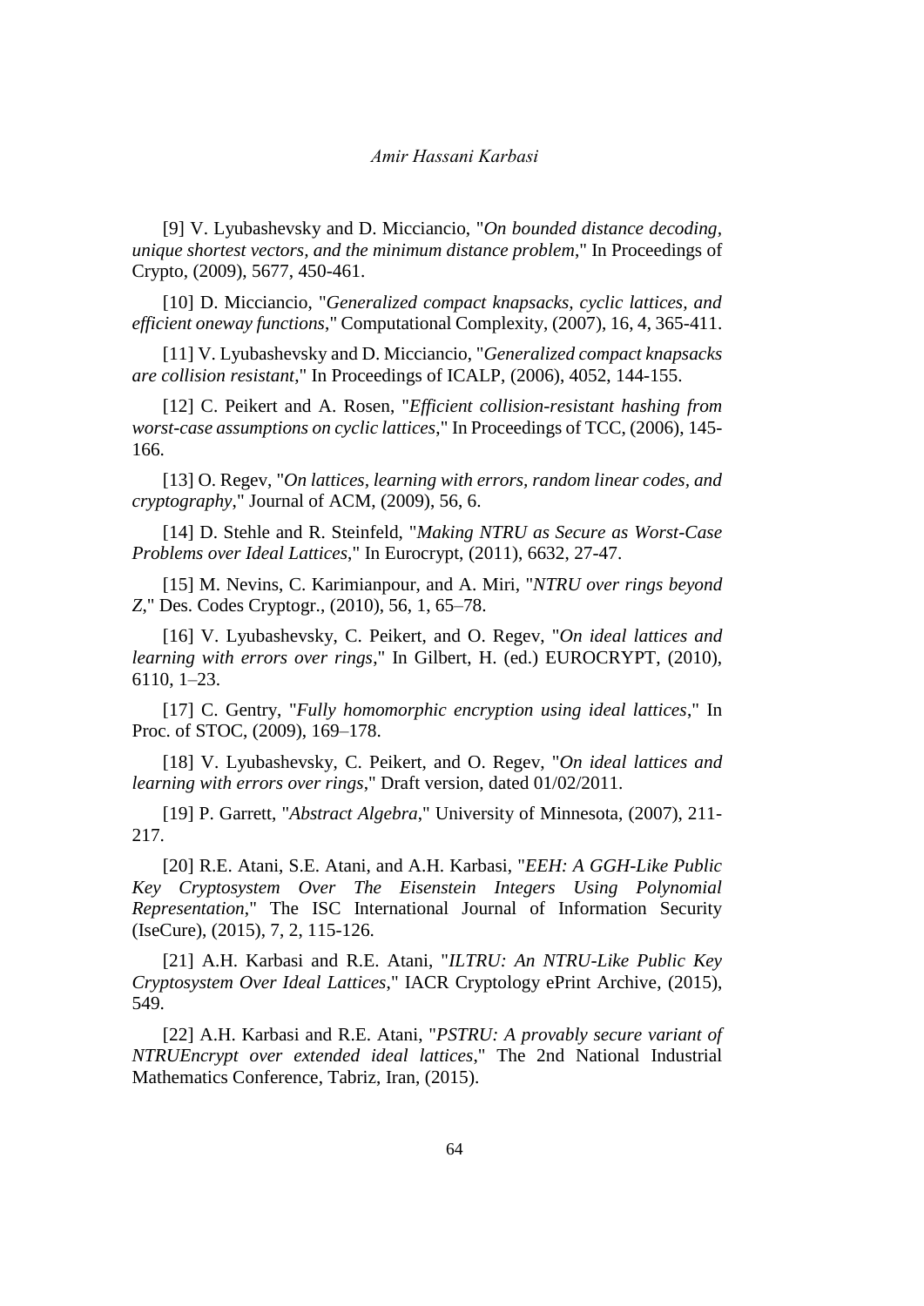[9] V. Lyubashevsky and D. Micciancio, "*On bounded distance decoding, unique shortest vectors, and the minimum distance problem*," In Proceedings of Crypto, (2009), 5677, 450-461.

[10] D. Micciancio, "*Generalized compact knapsacks, cyclic lattices, and efficient oneway functions*," Computational Complexity, (2007), 16, 4, 365-411.

[11] V. Lyubashevsky and D. Micciancio, "*Generalized compact knapsacks are collision resistant*," In Proceedings of ICALP, (2006), 4052, 144-155.

[12] C. Peikert and A. Rosen, "*Efficient collision-resistant hashing from worst-case assumptions on cyclic lattices*," In Proceedings of TCC, (2006), 145-166.

[13] O. Regev, "*On lattices, learning with errors, random linear codes, and cryptography*," Journal of ACM, (2009), 56, 6.

[14] D. Stehle and R. Steinfeld, "*Making NTRU as Secure as Worst-Case Problems over Ideal Lattices*," In Eurocrypt, (2011), 6632, 27-47.

[15] M. Nevins, C. Karimianpour, and A. Miri, "*NTRU over rings beyond Z*," Des. Codes Cryptogr., (2010), 56, 1, 65–78.

[16] V. Lyubashevsky, C. Peikert, and O. Regev, "*On ideal lattices and learning with errors over rings*," In Gilbert, H. (ed.) EUROCRYPT, (2010), 6110, 1–23.

[17] C. Gentry, "*Fully homomorphic encryption using ideal lattices*," In Proc. of STOC, (2009), 169–178.

[18] V. Lyubashevsky, C. Peikert, and O. Regev, "*On ideal lattices and learning with errors over rings*," Draft version, dated 01/02/2011.

[19] P. Garrett, "*Abstract Algebra*," University of Minnesota, (2007), 211-217.

[20] R.E. Atani, S.E. Atani, and A.H. Karbasi, "*EEH: A GGH-Like Public Key Cryptosystem Over The Eisenstein Integers Using Polynomial Representation*," The ISC International Journal of Information Security (IseCure), (2015), 7, 2, 115-126.

[21] A.H. Karbasi and R.E. Atani, "*ILTRU: An NTRU-Like Public Key Cryptosystem Over Ideal Lattices*," IACR Cryptology ePrint Archive, (2015), 549.

[22] A.H. Karbasi and R.E. Atani, "*PSTRU: A provably secure variant of NTRUEncrypt over extended ideal lattices*," The 2nd National Industrial Mathematics Conference, Tabriz, Iran, (2015).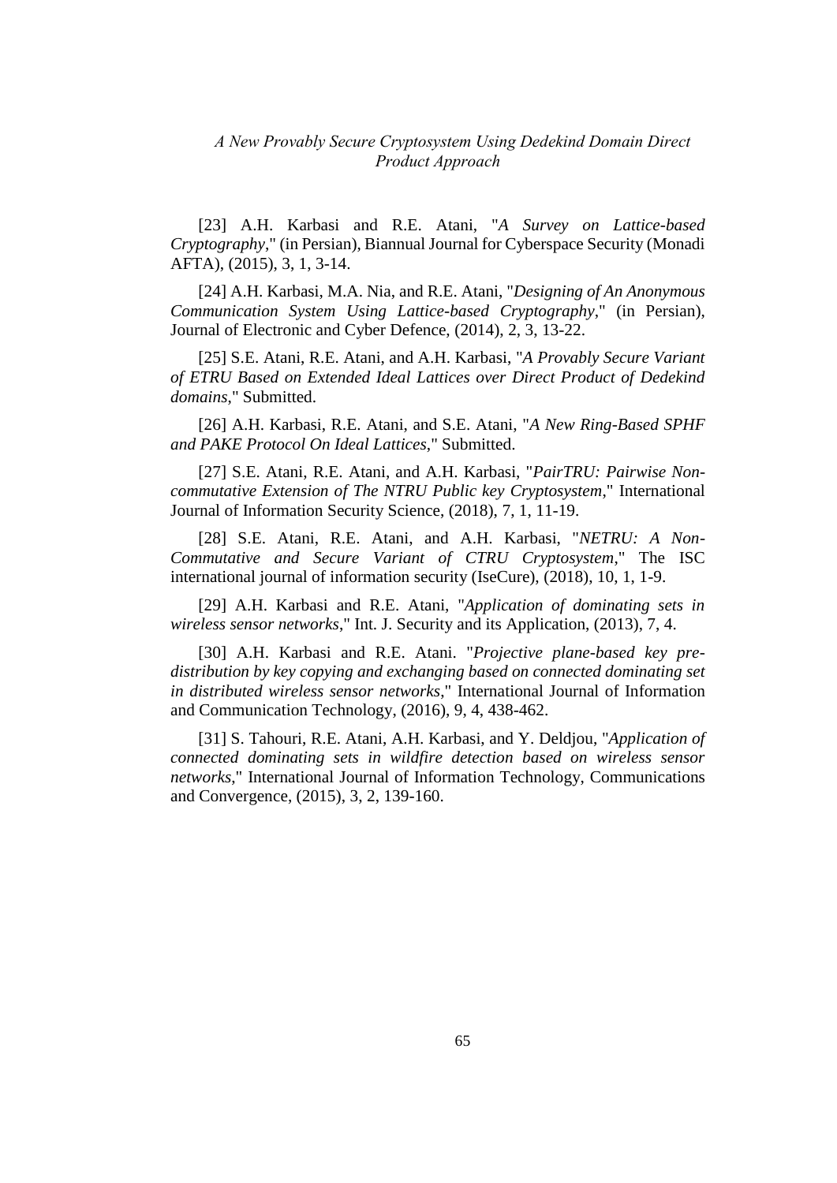[23] A.H. Karbasi and R.E. Atani, "*A Survey on Lattice-based Cryptography*," (in Persian), Biannual Journal for Cyberspace Security (Monadi AFTA), (2015), 3, 1, 3-14.

[24] A.H. Karbasi, M.A. Nia, and R.E. Atani, "*Designing of An Anonymous Communication System Using Lattice-based Cryptography*," (in Persian), Journal of Electronic and Cyber Defence, (2014), 2, 3, 13-22.

[25] S.E. Atani, R.E. Atani, and A.H. Karbasi, "*A Provably Secure Variant of ETRU Based on Extended Ideal Lattices over Direct Product of Dedekind domains*," Submitted.

[26] A.H. Karbasi, R.E. Atani, and S.E. Atani, "*A New Ring-Based SPHF and PAKE Protocol On Ideal Lattices*," Submitted.

[27] S.E. Atani, R.E. Atani, and A.H. Karbasi, "*PairTRU: Pairwise Non-commutative Extension of The NTRU Public key Cryptosystem*," International Journal of Information Security Science, (2018), 7, 1, 11-19.

[28] S.E. Atani, R.E. Atani, and A.H. Karbasi, "*NETRU: A Non-Commutative and Secure Variant of CTRU Cryptosystem*," The ISC international journal of information security (IseCure), (2018), 10, 1, 1-9.

[29] A.H. Karbasi and R.E. Atani, "*Application of dominating sets in wireless sensor networks*," Int. J. Security and its Application, (2013), 7, 4.

[30] A.H. Karbasi and R.E. Atani. "*Projective plane-based key pre-distribution by key copying and exchanging based on connected dominating set in distributed wireless sensor networks*," International Journal of Information and Communication Technology, (2016), 9, 4, 438-462.

[31] S. Tahouri, R.E. Atani, A.H. Karbasi, and Y. Deldjou, "*Application of connected dominating sets in wildfire detection based on wireless sensor networks*," International Journal of Information Technology, Communications and Convergence, (2015), 3, 2, 139-160.